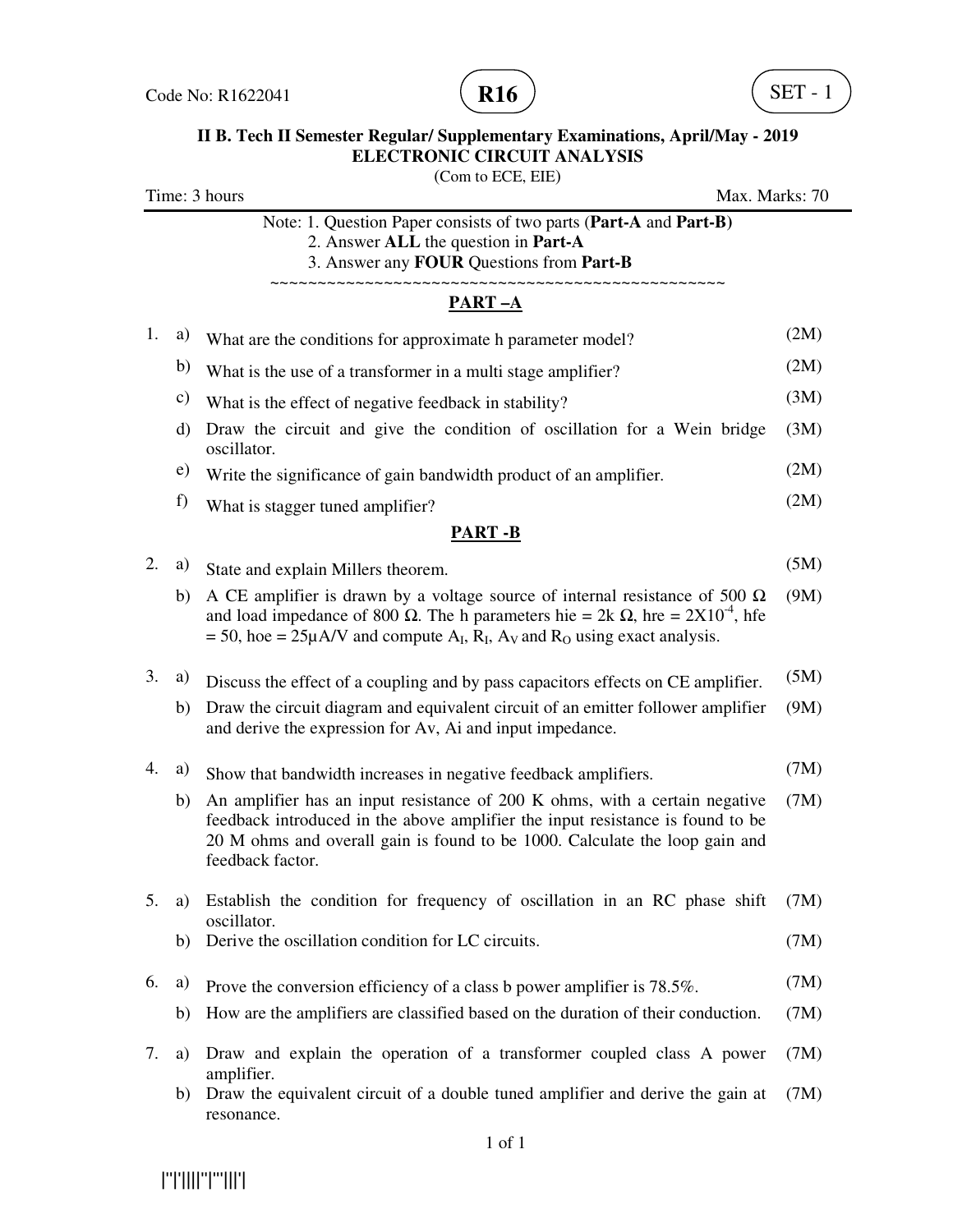Code No: R1622041 **R16** SET - 1

**II B. Tech II Semester Regular/ Supplementary Examinations, April/May - 2019**
**ELECTRONIC CIRCUIT ANALYSIS**
(Com to ECE, EIE)

Time: 3 hours Max. Marks: 70

Note: 1. Question Paper consists of two parts (**Part-A** and **Part-B)**
2. Answer **ALL** the question in **Part-A**
3. Answer any **FOUR** Questions from **Part-B**

~~~~~~~~~~~~~~~~~~~~~~~~~~~~~~~~~~~~~~~~~~~~~~~~~~~~

## PART –A

1. a) What are the conditions for approximate h parameter model? (2M)
   b) What is the use of a transformer in a multi stage amplifier? (2M)
   c) What is the effect of negative feedback in stability? (3M)
   d) Draw the circuit and give the condition of oscillation for a Wein bridge oscillator. (3M)
   e) Write the significance of gain bandwidth product of an amplifier. (2M)
   f) What is stagger tuned amplifier? (2M)

## PART -B

2. a) State and explain Millers theorem. (5M)
   b) A CE amplifier is drawn by a voltage source of internal resistance of 500 Ω and load impedance of 800 Ω. The h parameters hie = 2k Ω, hre = $2X10^{-4}$, hfe = 50, hoe = 25µA/V and compute $A_I$, $R_I$, $A_V$ and $R_O$ using exact analysis. (9M)

3. a) Discuss the effect of a coupling and by pass capacitors effects on CE amplifier. (5M)
   b) Draw the circuit diagram and equivalent circuit of an emitter follower amplifier and derive the expression for Av, Ai and input impedance. (9M)

4. a) Show that bandwidth increases in negative feedback amplifiers. (7M)
   b) An amplifier has an input resistance of 200 K ohms, with a certain negative feedback introduced in the above amplifier the input resistance is found to be 20 M ohms and overall gain is found to be 1000. Calculate the loop gain and feedback factor. (7M)

5. a) Establish the condition for frequency of oscillation in an RC phase shift oscillator. (7M)
   b) Derive the oscillation condition for LC circuits. (7M)

6. a) Prove the conversion efficiency of a class b power amplifier is 78.5%. (7M)
   b) How are the amplifiers are classified based on the duration of their conduction. (7M)

7. a) Draw and explain the operation of a transformer coupled class A power amplifier. (7M)
   b) Draw the equivalent circuit of a double tuned amplifier and derive the gain at resonance. (7M)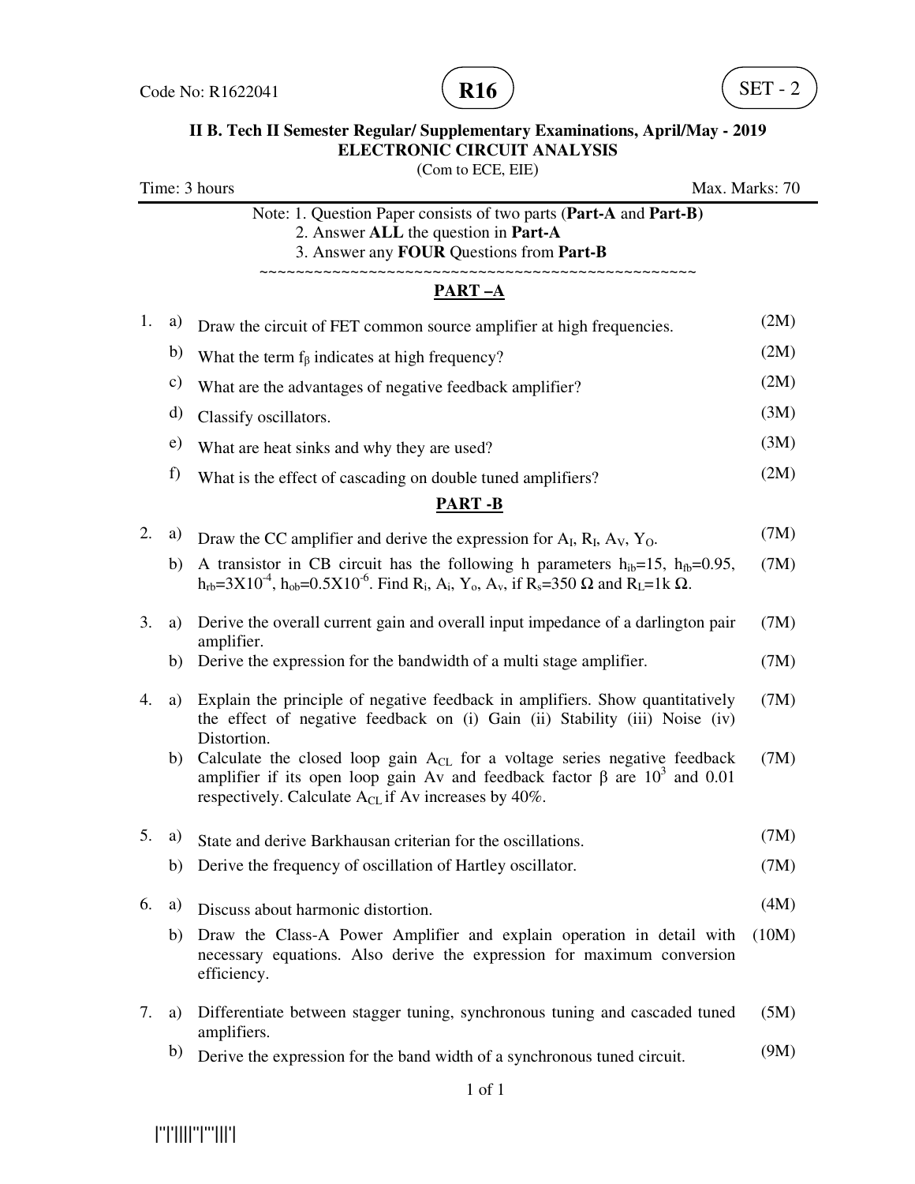Code No: R1622041 **R16** SET - 2

**II B. Tech II Semester Regular/ Supplementary Examinations, April/May - 2019**
**ELECTRONIC CIRCUIT ANALYSIS**
(Com to ECE, EIE)

Time: 3 hours Max. Marks: 70

Note: 1. Question Paper consists of two parts (**Part-A** and **Part-B**)
2. Answer **ALL** the question in **Part-A**
3. Answer any **FOUR** Questions from **Part-B**

~~~~~~~~~~~~~~~~~~~~~~~~~~~~~~~~~~~~~~~~~~~~~~~~~~~~

## PART –A

1. a) Draw the circuit of FET common source amplifier at high frequencies. (2M)
   b) What the term $f_\beta$ indicates at high frequency? (2M)
   c) What are the advantages of negative feedback amplifier? (2M)
   d) Classify oscillators. (3M)
   e) What are heat sinks and why they are used? (3M)
   f) What is the effect of cascading on double tuned amplifiers? (2M)

## PART -B

2. a) Draw the CC amplifier and derive the expression for $A_I$, $R_I$, $A_V$, $Y_O$. (7M)
   b) A transistor in CB circuit has the following h parameters $h_{ib}$=15, $h_{fb}$=0.95, $h_{rb}$=3X$10^{-4}$, $h_{ob}$=0.5X$10^{-6}$. Find $R_i$, $A_i$, $Y_o$, $A_v$, if $R_s$=350 Ω and $R_L$=1k Ω. (7M)

3. a) Derive the overall current gain and overall input impedance of a darlington pair amplifier. (7M)
   b) Derive the expression for the bandwidth of a multi stage amplifier. (7M)

4. a) Explain the principle of negative feedback in amplifiers. Show quantitatively the effect of negative feedback on (i) Gain (ii) Stability (iii) Noise (iv) Distortion. (7M)
   b) Calculate the closed loop gain $A_{CL}$ for a voltage series negative feedback amplifier if its open loop gain Av and feedback factor β are $10^3$ and 0.01 respectively. Calculate $A_{CL}$ if Av increases by 40%. (7M)

5. a) State and derive Barkhausan criterian for the oscillations. (7M)
   b) Derive the frequency of oscillation of Hartley oscillator. (7M)

6. a) Discuss about harmonic distortion. (4M)
   b) Draw the Class-A Power Amplifier and explain operation in detail with necessary equations. Also derive the expression for maximum conversion efficiency. (10M)

7. a) Differentiate between stagger tuning, synchronous tuning and cascaded tuned amplifiers. (5M)
   b) Derive the expression for the band width of a synchronous tuned circuit. (9M)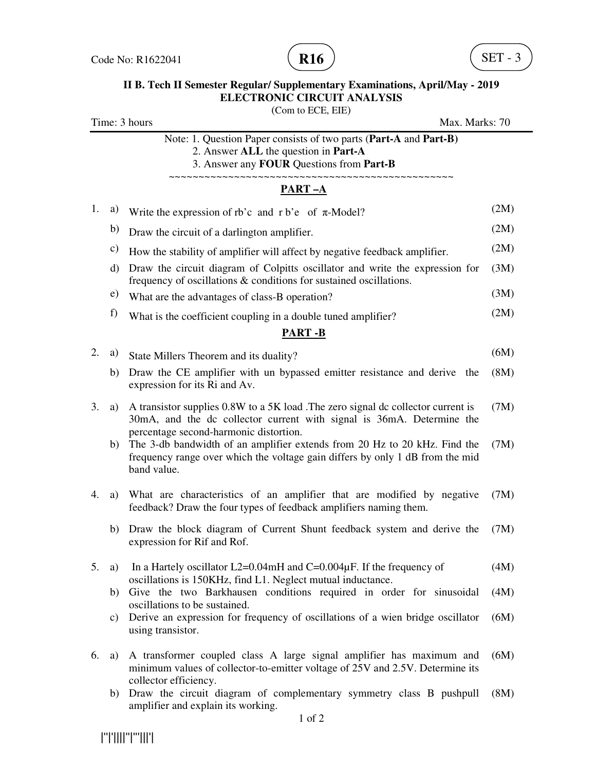Code No: R1622041 **R16** SET - 3

**II B. Tech II Semester Regular/ Supplementary Examinations, April/May - 2019**
**ELECTRONIC CIRCUIT ANALYSIS**
(Com to ECE, EIE)

Time: 3 hours Max. Marks: 70

Note: 1. Question Paper consists of two parts (**Part-A** and **Part-B)**
2. Answer **ALL** the question in **Part-A**
3. Answer any **FOUR** Questions from **Part-B**

~~~~~~~~~~~~~~~~~~~~~~~~~~~~~~~~~~~~~~~~~~~~~~~~~~~

## PART –A

1. a) Write the expression of rb'c and r b'e of $\pi$-Model? (2M)
   b) Draw the circuit of a darlington amplifier. (2M)
   c) How the stability of amplifier will affect by negative feedback amplifier. (2M)
   d) Draw the circuit diagram of Colpitts oscillator and write the expression for frequency of oscillations & conditions for sustained oscillations. (3M)
   e) What are the advantages of class-B operation? (3M)
   f) What is the coefficient coupling in a double tuned amplifier? (2M)

## PART -B

2. a) State Millers Theorem and its duality? (6M)
   b) Draw the CE amplifier with un bypassed emitter resistance and derive the expression for its Ri and Av. (8M)

3. a) A transistor supplies 0.8W to a 5K load .The zero signal dc collector current is 30mA, and the dc collector current with signal is 36mA. Determine the percentage second-harmonic distortion. (7M)
   b) The 3-db bandwidth of an amplifier extends from 20 Hz to 20 kHz. Find the frequency range over which the voltage gain differs by only 1 dB from the mid band value. (7M)

4. a) What are characteristics of an amplifier that are modified by negative feedback? Draw the four types of feedback amplifiers naming them. (7M)
   b) Draw the block diagram of Current Shunt feedback system and derive the expression for Rif and Rof. (7M)

5. a) In a Hartely oscillator L2=0.04mH and C=0.004µF. If the frequency of oscillations is 150KHz, find L1. Neglect mutual inductance. (4M)
   b) Give the two Barkhausen conditions required in order for sinusoidal oscillations to be sustained. (4M)
   c) Derive an expression for frequency of oscillations of a wien bridge oscillator using transistor. (6M)

6. a) A transformer coupled class A large signal amplifier has maximum and minimum values of collector-to-emitter voltage of 25V and 2.5V. Determine its collector efficiency. (6M)
   b) Draw the circuit diagram of complementary symmetry class B pushpull amplifier and explain its working. (8M)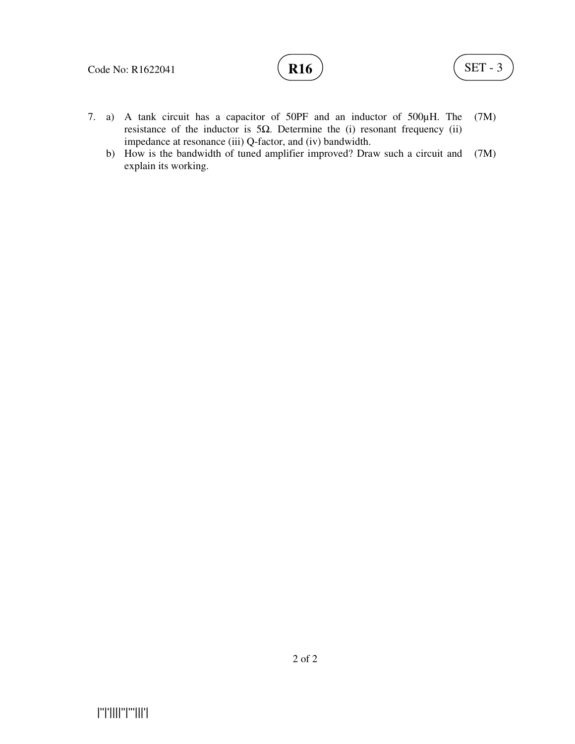7. a) A tank circuit has a capacitor of 50PF and an inductor of 500μH. The resistance of the inductor is 5Ω. Determine the (i) resonant frequency (ii) impedance at resonance (iii) Q-factor, and (iv) bandwidth. (7M)

   b) How is the bandwidth of tuned amplifier improved? Draw such a circuit and explain its working. (7M)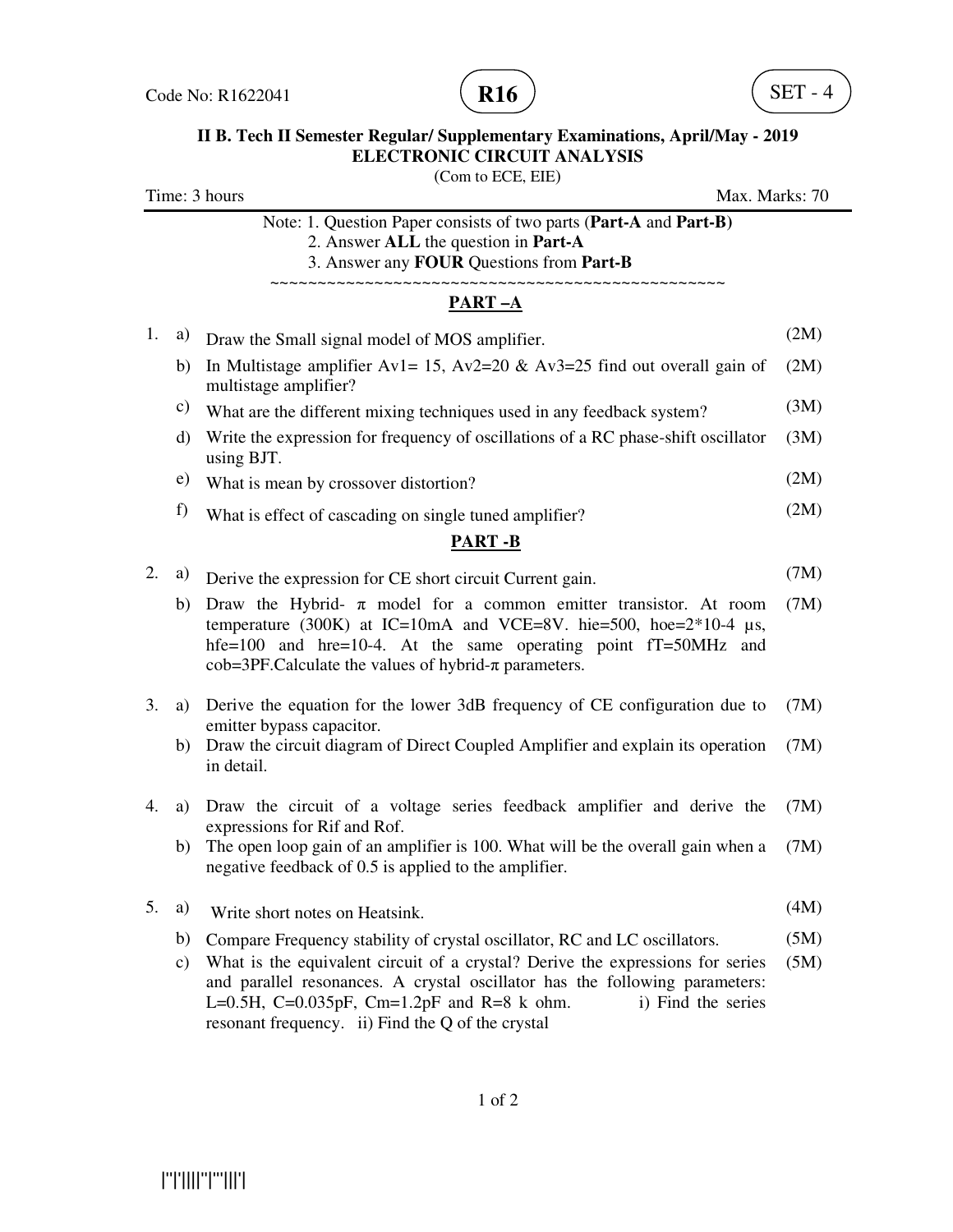Code No: R1622041 **R16** SET - 4

**II B. Tech II Semester Regular/ Supplementary Examinations, April/May - 2019**
**ELECTRONIC CIRCUIT ANALYSIS**
(Com to ECE, EIE)

Time: 3 hours Max. Marks: 70

Note: 1. Question Paper consists of two parts (**Part-A** and **Part-B)**
2. Answer **ALL** the question in **Part-A**
3. Answer any **FOUR** Questions from **Part-B**

~~~~~~~~~~~~~~~~~~~~~~~~~~~~~~~~~~~~~~~~~~~~~~~~~~~~

## PART –A

1. a) Draw the Small signal model of MOS amplifier. (2M)
   b) In Multistage amplifier Av1= 15, Av2=20 & Av3=25 find out overall gain of multistage amplifier? (2M)
   c) What are the different mixing techniques used in any feedback system? (3M)
   d) Write the expression for frequency of oscillations of a RC phase-shift oscillator using BJT. (3M)
   e) What is mean by crossover distortion? (2M)
   f) What is effect of cascading on single tuned amplifier? (2M)

## PART -B

2. a) Derive the expression for CE short circuit Current gain. (7M)
   b) Draw the Hybrid- π model for a common emitter transistor. At room temperature (300K) at IC=10mA and VCE=8V. hie=500, hoe=2*10-4 μs, hfe=100 and hre=10-4. At the same operating point fT=50MHz and cob=3PF.Calculate the values of hybrid-π parameters. (7M)

3. a) Derive the equation for the lower 3dB frequency of CE configuration due to emitter bypass capacitor. (7M)
   b) Draw the circuit diagram of Direct Coupled Amplifier and explain its operation in detail. (7M)

4. a) Draw the circuit of a voltage series feedback amplifier and derive the expressions for Rif and Rof. (7M)
   b) The open loop gain of an amplifier is 100. What will be the overall gain when a negative feedback of 0.5 is applied to the amplifier. (7M)

5. a) Write short notes on Heatsink. (4M)
   b) Compare Frequency stability of crystal oscillator, RC and LC oscillators. (5M)
   c) What is the equivalent circuit of a crystal? Derive the expressions for series and parallel resonances. A crystal oscillator has the following parameters: L=0.5H, C=0.035pF, Cm=1.2pF and R=8 k ohm. i) Find the series resonant frequency. ii) Find the Q of the crystal (5M)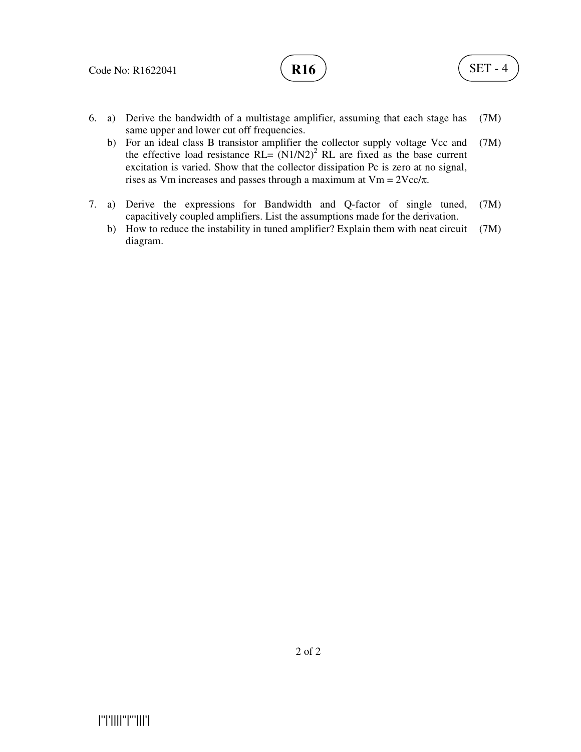6. a) Derive the bandwidth of a multistage amplifier, assuming that each stage has same upper and lower cut off frequencies. (7M)

   b) For an ideal class B transistor amplifier the collector supply voltage Vcc and the effective load resistance $RL = (N1/N2)^2$ RL are fixed as the base current excitation is varied. Show that the collector dissipation Pc is zero at no signal, rises as Vm increases and passes through a maximum at $Vm = 2Vcc/\pi$. (7M)

7. a) Derive the expressions for Bandwidth and Q-factor of single tuned, capacitively coupled amplifiers. List the assumptions made for the derivation. (7M)

   b) How to reduce the instability in tuned amplifier? Explain them with neat circuit diagram. (7M)